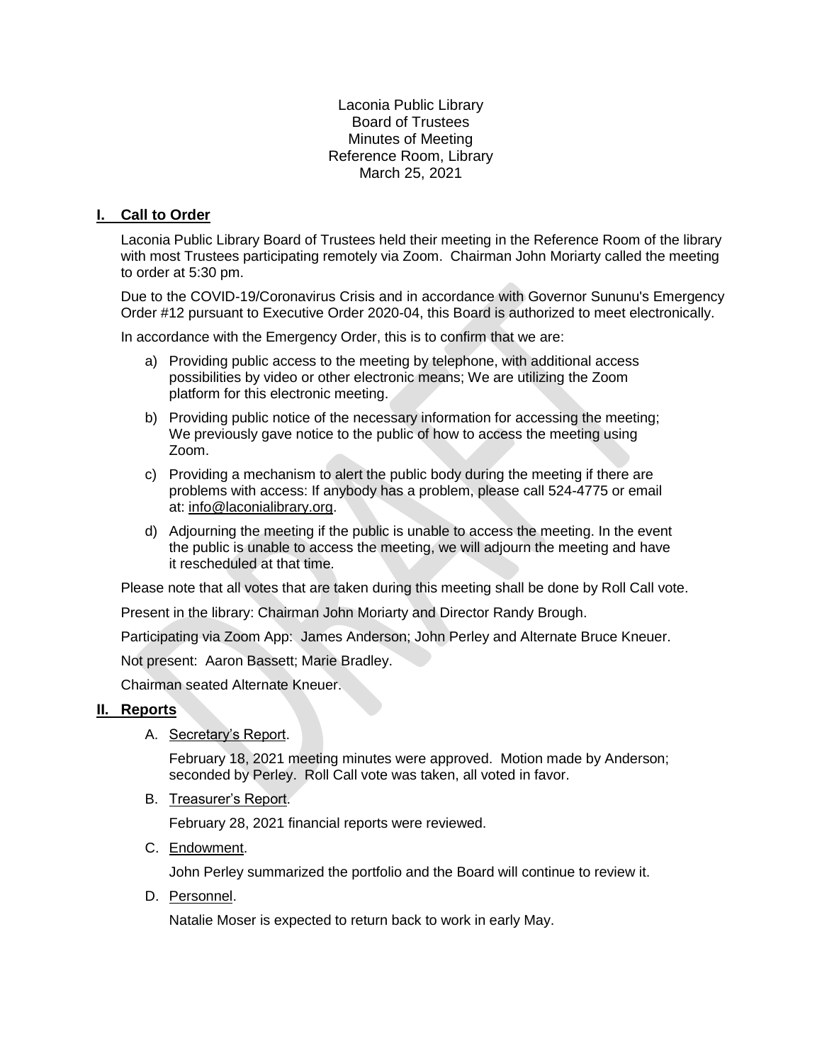Laconia Public Library
Board of Trustees
Minutes of Meeting
Reference Room, Library
March 25, 2021

## I. Call to Order

Laconia Public Library Board of Trustees held their meeting in the Reference Room of the library with most Trustees participating remotely via Zoom. Chairman John Moriarty called the meeting to order at 5:30 pm.

Due to the COVID-19/Coronavirus Crisis and in accordance with Governor Sununu's Emergency Order #12 pursuant to Executive Order 2020-04, this Board is authorized to meet electronically.

In accordance with the Emergency Order, this is to confirm that we are:

a) Providing public access to the meeting by telephone, with additional access possibilities by video or other electronic means; We are utilizing the Zoom platform for this electronic meeting.

b) Providing public notice of the necessary information for accessing the meeting; We previously gave notice to the public of how to access the meeting using Zoom.

c) Providing a mechanism to alert the public body during the meeting if there are problems with access: If anybody has a problem, please call 524-4775 or email at: info@laconialibrary.org.

d) Adjourning the meeting if the public is unable to access the meeting. In the event the public is unable to access the meeting, we will adjourn the meeting and have it rescheduled at that time.

Please note that all votes that are taken during this meeting shall be done by Roll Call vote.

Present in the library: Chairman John Moriarty and Director Randy Brough.

Participating via Zoom App: James Anderson; John Perley and Alternate Bruce Kneuer.

Not present: Aaron Bassett; Marie Bradley.

Chairman seated Alternate Kneuer.

## II. Reports

A. Secretary's Report.

February 18, 2021 meeting minutes were approved. Motion made by Anderson; seconded by Perley. Roll Call vote was taken, all voted in favor.

B. Treasurer's Report.

February 28, 2021 financial reports were reviewed.

C. Endowment.

John Perley summarized the portfolio and the Board will continue to review it.

D. Personnel.

Natalie Moser is expected to return back to work in early May.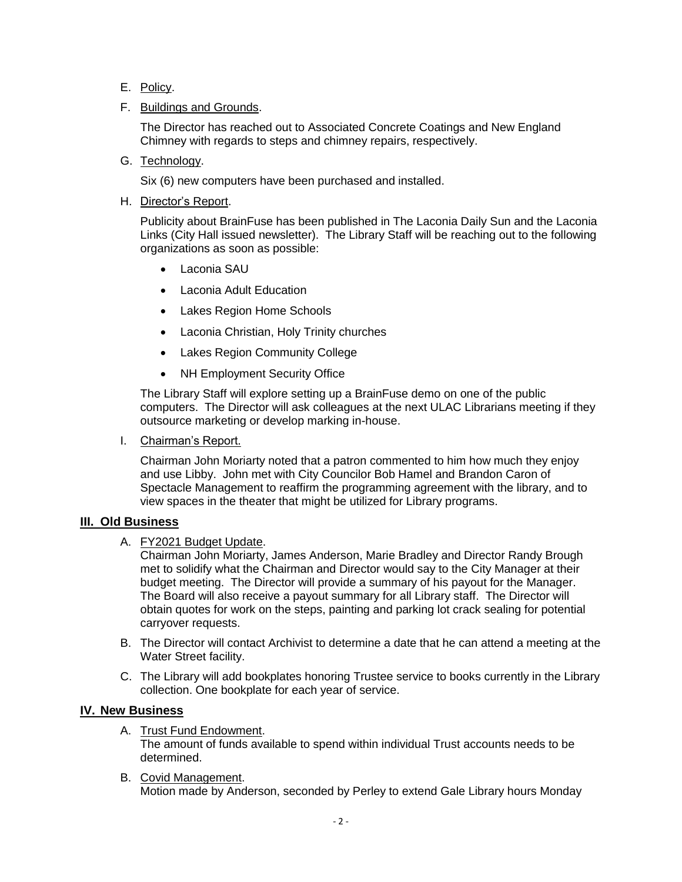E. Policy.

F. Buildings and Grounds.

The Director has reached out to Associated Concrete Coatings and New England Chimney with regards to steps and chimney repairs, respectively.

G. Technology.

Six (6) new computers have been purchased and installed.

H. Director's Report.

Publicity about BrainFuse has been published in The Laconia Daily Sun and the Laconia Links (City Hall issued newsletter). The Library Staff will be reaching out to the following organizations as soon as possible:

- Laconia SAU
- Laconia Adult Education
- Lakes Region Home Schools
- Laconia Christian, Holy Trinity churches
- Lakes Region Community College
- NH Employment Security Office

The Library Staff will explore setting up a BrainFuse demo on one of the public computers. The Director will ask colleagues at the next ULAC Librarians meeting if they outsource marketing or develop marking in-house.

I. Chairman's Report.

Chairman John Moriarty noted that a patron commented to him how much they enjoy and use Libby. John met with City Councilor Bob Hamel and Brandon Caron of Spectacle Management to reaffirm the programming agreement with the library, and to view spaces in the theater that might be utilized for Library programs.

## III. Old Business

A. FY2021 Budget Update.
Chairman John Moriarty, James Anderson, Marie Bradley and Director Randy Brough met to solidify what the Chairman and Director would say to the City Manager at their budget meeting. The Director will provide a summary of his payout for the Manager. The Board will also receive a payout summary for all Library staff. The Director will obtain quotes for work on the steps, painting and parking lot crack sealing for potential carryover requests.

B. The Director will contact Archivist to determine a date that he can attend a meeting at the Water Street facility.

C. The Library will add bookplates honoring Trustee service to books currently in the Library collection. One bookplate for each year of service.

## IV. New Business

A. Trust Fund Endowment.
The amount of funds available to spend within individual Trust accounts needs to be determined.

B. Covid Management.
Motion made by Anderson, seconded by Perley to extend Gale Library hours Monday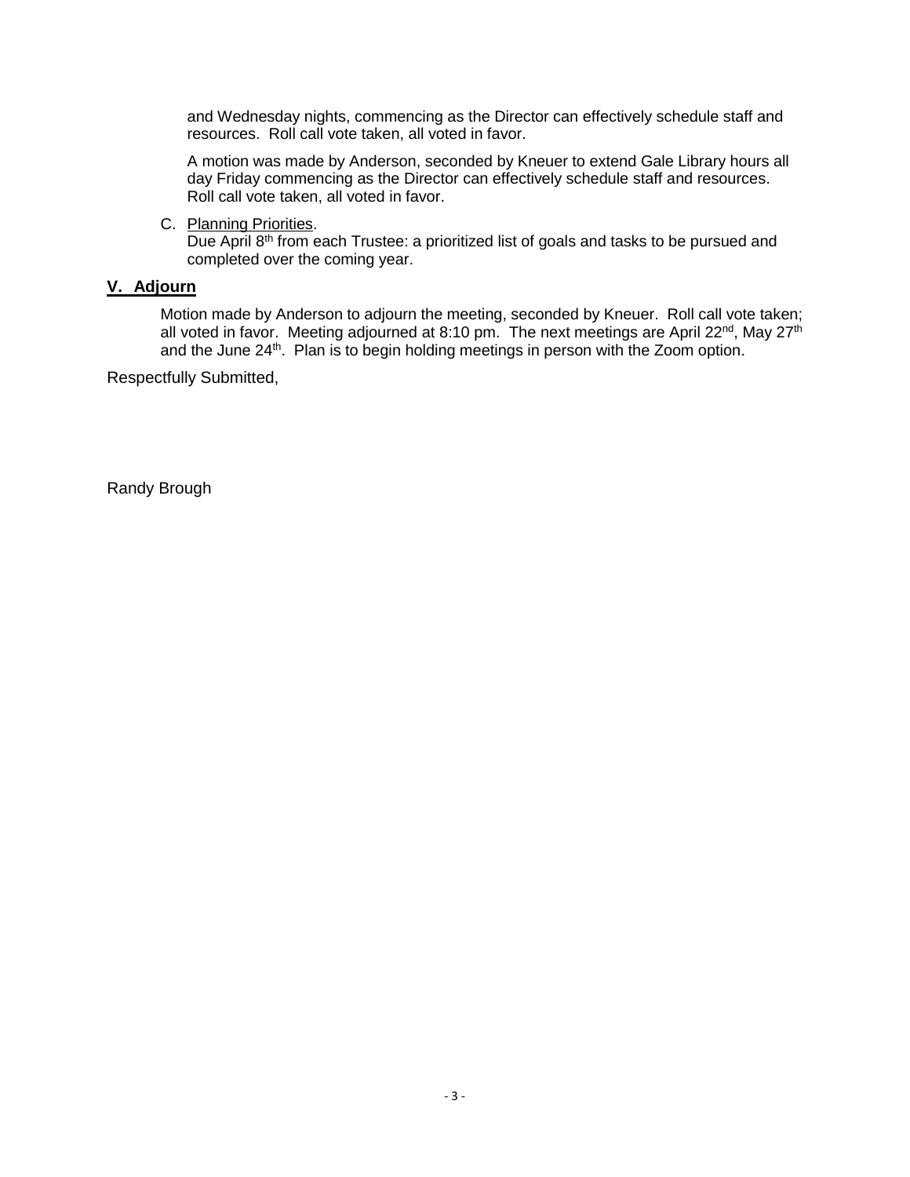and Wednesday nights, commencing as the Director can effectively schedule staff and resources. Roll call vote taken, all voted in favor.

A motion was made by Anderson, seconded by Kneuer to extend Gale Library hours all day Friday commencing as the Director can effectively schedule staff and resources. Roll call vote taken, all voted in favor.

C. Planning Priorities.
Due April 8th from each Trustee: a prioritized list of goals and tasks to be pursued and completed over the coming year.

## V. Adjourn

Motion made by Anderson to adjourn the meeting, seconded by Kneuer. Roll call vote taken; all voted in favor. Meeting adjourned at 8:10 pm. The next meetings are April 22nd, May 27th and the June 24th. Plan is to begin holding meetings in person with the Zoom option.

Respectfully Submitted,

Randy Brough